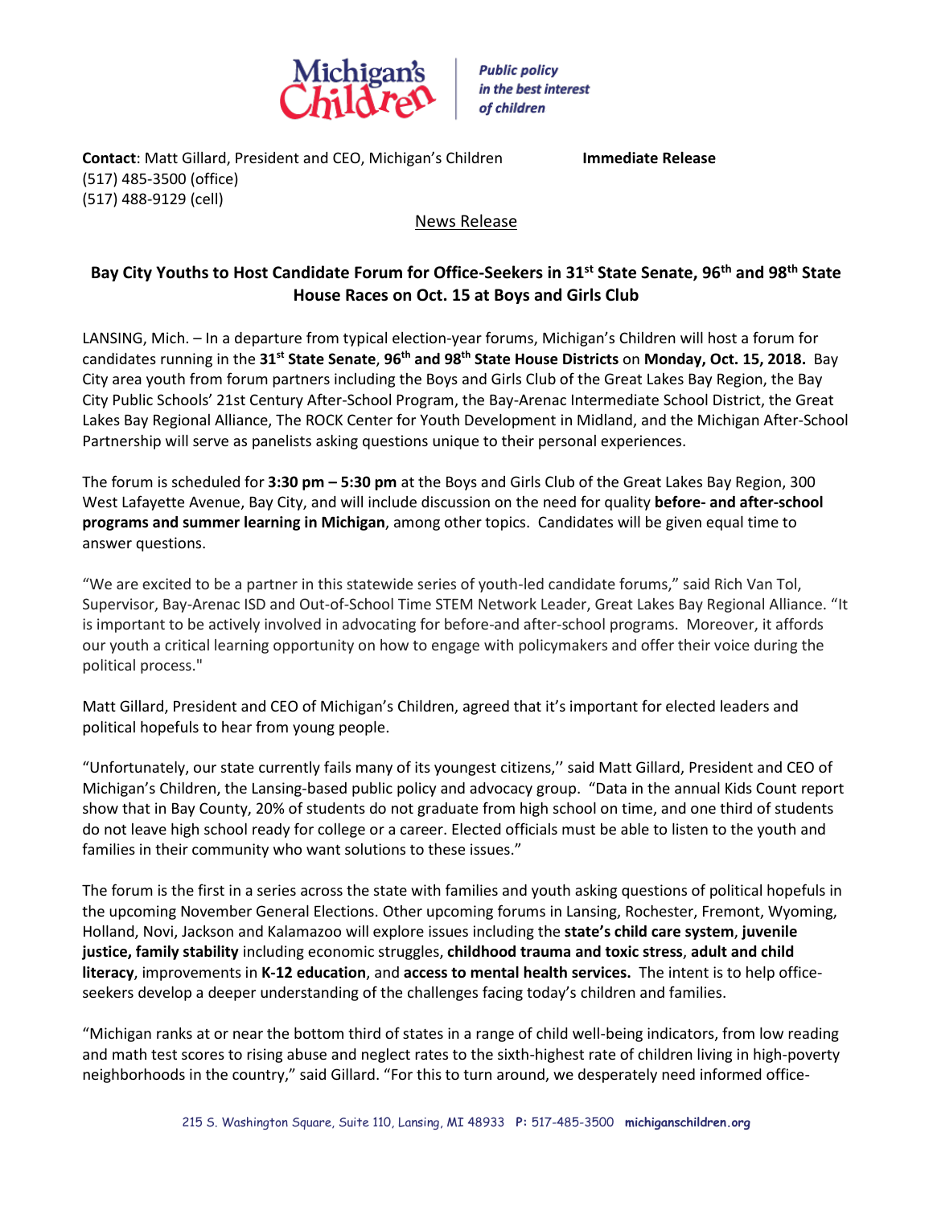Michigan's Children — *Public policy in the best interest of children*

**Contact**: Matt Gillard, President and CEO, Michigan's Children **Immediate Release**
(517) 485-3500 (office)
(517) 488-9129 (cell)

News Release

## Bay City Youths to Host Candidate Forum for Office-Seekers in 31st State Senate, 96th and 98th State House Races on Oct. 15 at Boys and Girls Club

LANSING, Mich. – In a departure from typical election-year forums, Michigan's Children will host a forum for candidates running in the **31st State Senate**, **96th and 98th State House Districts** on **Monday, Oct. 15, 2018.** Bay City area youth from forum partners including the Boys and Girls Club of the Great Lakes Bay Region, the Bay City Public Schools' 21st Century After-School Program, the Bay-Arenac Intermediate School District, the Great Lakes Bay Regional Alliance, The ROCK Center for Youth Development in Midland, and the Michigan After-School Partnership will serve as panelists asking questions unique to their personal experiences.

The forum is scheduled for **3:30 pm – 5:30 pm** at the Boys and Girls Club of the Great Lakes Bay Region, 300 West Lafayette Avenue, Bay City, and will include discussion on the need for quality **before- and after-school programs and summer learning in Michigan**, among other topics. Candidates will be given equal time to answer questions.

"We are excited to be a partner in this statewide series of youth-led candidate forums," said Rich Van Tol, Supervisor, Bay-Arenac ISD and Out-of-School Time STEM Network Leader, Great Lakes Bay Regional Alliance. "It is important to be actively involved in advocating for before-and after-school programs. Moreover, it affords our youth a critical learning opportunity on how to engage with policymakers and offer their voice during the political process."

Matt Gillard, President and CEO of Michigan's Children, agreed that it's important for elected leaders and political hopefuls to hear from young people.

"Unfortunately, our state currently fails many of its youngest citizens," said Matt Gillard, President and CEO of Michigan's Children, the Lansing-based public policy and advocacy group. "Data in the annual Kids Count report show that in Bay County, 20% of students do not graduate from high school on time, and one third of students do not leave high school ready for college or a career. Elected officials must be able to listen to the youth and families in their community who want solutions to these issues."

The forum is the first in a series across the state with families and youth asking questions of political hopefuls in the upcoming November General Elections. Other upcoming forums in Lansing, Rochester, Fremont, Wyoming, Holland, Novi, Jackson and Kalamazoo will explore issues including the **state's child care system**, **juvenile justice, family stability** including economic struggles, **childhood trauma and toxic stress**, **adult and child literacy**, improvements in **K-12 education**, and **access to mental health services.** The intent is to help office-seekers develop a deeper understanding of the challenges facing today's children and families.

"Michigan ranks at or near the bottom third of states in a range of child well-being indicators, from low reading and math test scores to rising abuse and neglect rates to the sixth-highest rate of children living in high-poverty neighborhoods in the country," said Gillard. "For this to turn around, we desperately need informed office-

215 S. Washington Square, Suite 110, Lansing, MI 48933 **P:** 517-485-3500 **michiganschildren.org**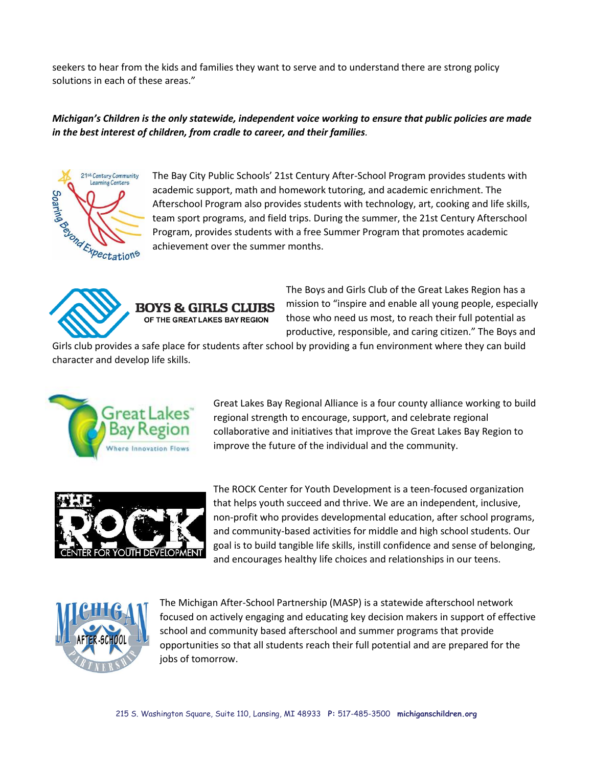seekers to hear from the kids and families they want to serve and to understand there are strong policy solutions in each of these areas."

***Michigan's Children is the only statewide, independent voice working to ensure that public policies are made in the best interest of children, from cradle to career, and their families.***

The Bay City Public Schools' 21st Century After-School Program provides students with academic support, math and homework tutoring, and academic enrichment. The Afterschool Program also provides students with technology, art, cooking and life skills, team sport programs, and field trips. During the summer, the 21st Century Afterschool Program, provides students with a free Summer Program that promotes academic achievement over the summer months.

The Boys and Girls Club of the Great Lakes Region has a mission to "inspire and enable all young people, especially those who need us most, to reach their full potential as productive, responsible, and caring citizen." The Boys and Girls club provides a safe place for students after school by providing a fun environment where they can build character and develop life skills.

Great Lakes Bay Regional Alliance is a four county alliance working to build regional strength to encourage, support, and celebrate regional collaborative and initiatives that improve the Great Lakes Bay Region to improve the future of the individual and the community.

The ROCK Center for Youth Development is a teen-focused organization that helps youth succeed and thrive. We are an independent, inclusive, non-profit who provides developmental education, after school programs, and community-based activities for middle and high school students. Our goal is to build tangible life skills, instill confidence and sense of belonging, and encourages healthy life choices and relationships in our teens.

The Michigan After-School Partnership (MASP) is a statewide afterschool network focused on actively engaging and educating key decision makers in support of effective school and community based afterschool and summer programs that provide opportunities so that all students reach their full potential and are prepared for the jobs of tomorrow.

215 S. Washington Square, Suite 110, Lansing, MI 48933 **P:** 517-485-3500 **michiganschildren.org**